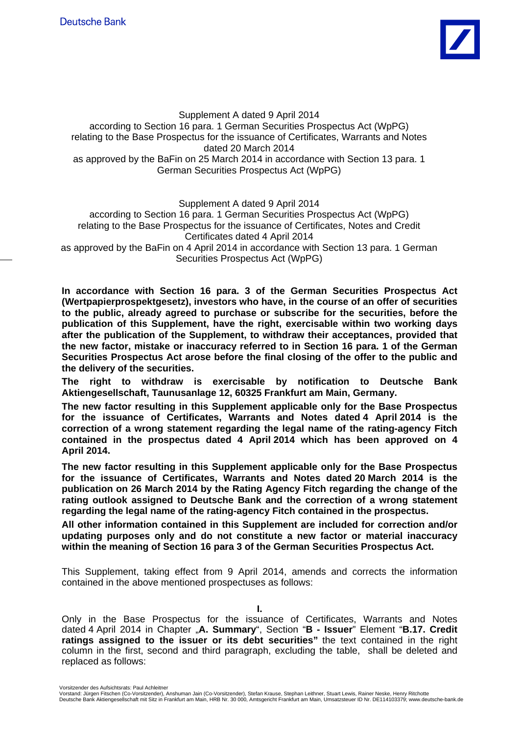Deutsche Bank

Supplement A dated 9 April 2014
according to Section 16 para. 1 German Securities Prospectus Act (WpPG)
relating to the Base Prospectus for the issuance of Certificates, Warrants and Notes
dated 20 March 2014
as approved by the BaFin on 25 March 2014 in accordance with Section 13 para. 1
German Securities Prospectus Act (WpPG)

Supplement A dated 9 April 2014
according to Section 16 para. 1 German Securities Prospectus Act (WpPG)
relating to the Base Prospectus for the issuance of Certificates, Notes and Credit
Certificates dated 4 April 2014
as approved by the BaFin on 4 April 2014 in accordance with Section 13 para. 1 German
Securities Prospectus Act (WpPG)

**In accordance with Section 16 para. 3 of the German Securities Prospectus Act (Wertpapierprospektgesetz), investors who have, in the course of an offer of securities to the public, already agreed to purchase or subscribe for the securities, before the publication of this Supplement, have the right, exercisable within two working days after the publication of the Supplement, to withdraw their acceptances, provided that the new factor, mistake or inaccuracy referred to in Section 16 para. 1 of the German Securities Prospectus Act arose before the final closing of the offer to the public and the delivery of the securities.**

**The right to withdraw is exercisable by notification to Deutsche Bank Aktiengesellschaft, Taunusanlage 12, 60325 Frankfurt am Main, Germany.**

**The new factor resulting in this Supplement applicable only for the Base Prospectus for the issuance of Certificates, Warrants and Notes dated 4 April 2014 is the correction of a wrong statement regarding the legal name of the rating-agency Fitch contained in the prospectus dated 4 April 2014 which has been approved on 4 April 2014.**

**The new factor resulting in this Supplement applicable only for the Base Prospectus for the issuance of Certificates, Warrants and Notes dated 20 March 2014 is the publication on 26 March 2014 by the Rating Agency Fitch regarding the change of the rating outlook assigned to Deutsche Bank and the correction of a wrong statement regarding the legal name of the rating-agency Fitch contained in the prospectus.**

**All other information contained in this Supplement are included for correction and/or updating purposes only and do not constitute a new factor or material inaccuracy within the meaning of Section 16 para 3 of the German Securities Prospectus Act.**

This Supplement, taking effect from 9 April 2014, amends and corrects the information contained in the above mentioned prospectuses as follows:

**I.**

Only in the Base Prospectus for the issuance of Certificates, Warrants and Notes dated 4 April 2014 in Chapter „**A. Summary**", Section "**B - Issuer**" Element "**B.17. Credit ratings assigned to the issuer or its debt securities"** the text contained in the right column in the first, second and third paragraph, excluding the table, shall be deleted and replaced as follows: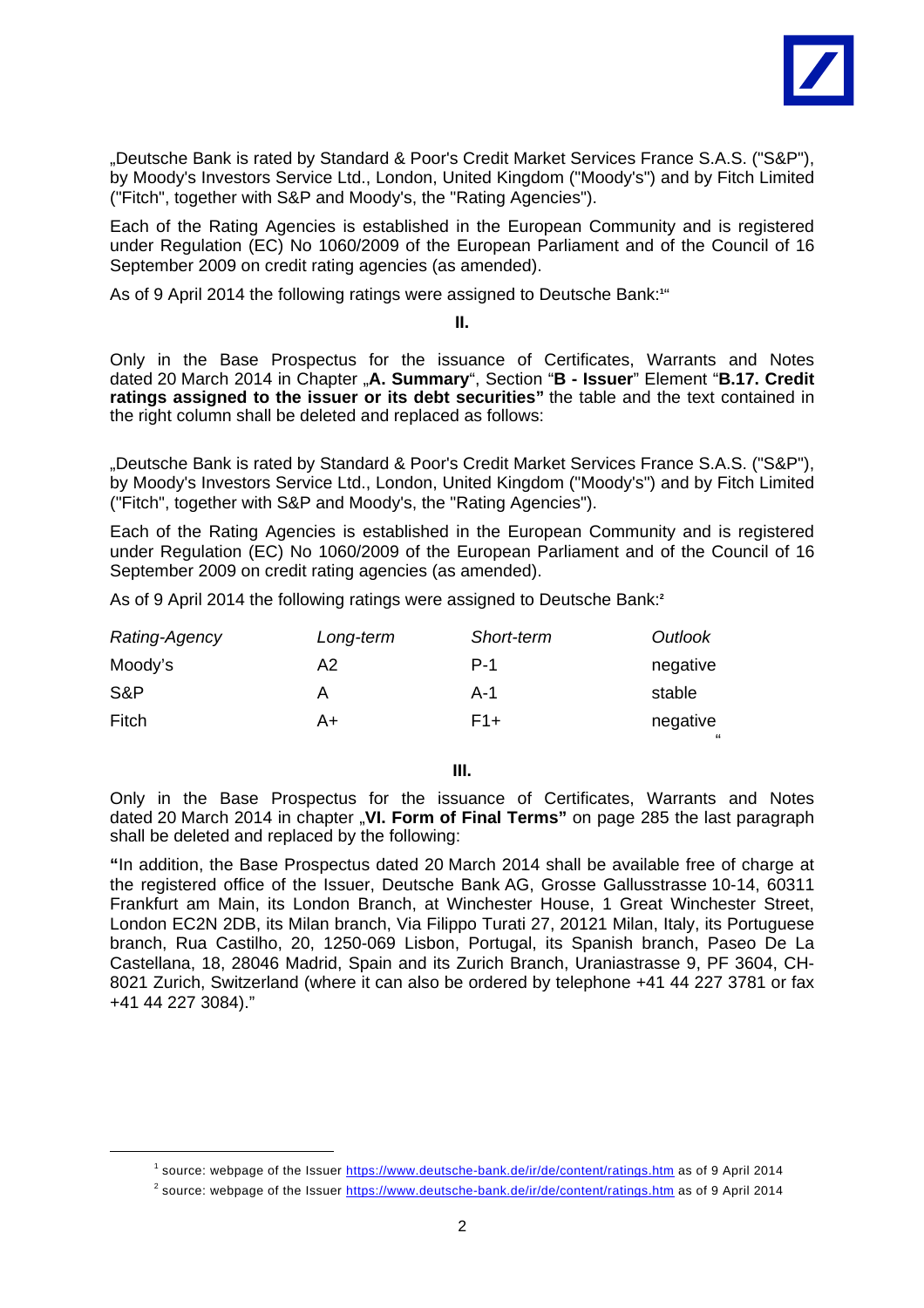„Deutsche Bank is rated by Standard & Poor's Credit Market Services France S.A.S. ("S&P"), by Moody's Investors Service Ltd., London, United Kingdom ("Moody's") and by Fitch Limited ("Fitch", together with S&P and Moody's, the "Rating Agencies").

Each of the Rating Agencies is established in the European Community and is registered under Regulation (EC) No 1060/2009 of the European Parliament and of the Council of 16 September 2009 on credit rating agencies (as amended).

As of 9 April 2014 the following ratings were assigned to Deutsche Bank:[1]"

**II.**

Only in the Base Prospectus for the issuance of Certificates, Warrants and Notes dated 20 March 2014 in Chapter „**A. Summary**", Section "**B - Issuer**" Element "**B.17. Credit ratings assigned to the issuer or its debt securities"** the table and the text contained in the right column shall be deleted and replaced as follows:

„Deutsche Bank is rated by Standard & Poor's Credit Market Services France S.A.S. ("S&P"), by Moody's Investors Service Ltd., London, United Kingdom ("Moody's") and by Fitch Limited ("Fitch", together with S&P and Moody's, the "Rating Agencies").

Each of the Rating Agencies is established in the European Community and is registered under Regulation (EC) No 1060/2009 of the European Parliament and of the Council of 16 September 2009 on credit rating agencies (as amended).

As of 9 April 2014 the following ratings were assigned to Deutsche Bank:[2]

| *Rating-Agency* | *Long-term* | *Short-term* | *Outlook* |
|---|---|---|---|
| Moody's | A2 | P-1 | negative |
| S&P | A | A-1 | stable |
| Fitch | A+ | F1+ | negative |

"

**III.**

Only in the Base Prospectus for the issuance of Certificates, Warrants and Notes dated 20 March 2014 in chapter „**VI. Form of Final Terms"** on page 285 the last paragraph shall be deleted and replaced by the following:

**"**In addition, the Base Prospectus dated 20 March 2014 shall be available free of charge at the registered office of the Issuer, Deutsche Bank AG, Grosse Gallusstrasse 10-14, 60311 Frankfurt am Main, its London Branch, at Winchester House, 1 Great Winchester Street, London EC2N 2DB, its Milan branch, Via Filippo Turati 27, 20121 Milan, Italy, its Portuguese branch, Rua Castilho, 20, 1250-069 Lisbon, Portugal, its Spanish branch, Paseo De La Castellana, 18, 28046 Madrid, Spain and its Zurich Branch, Uraniastrasse 9, PF 3604, CH-8021 Zurich, Switzerland (where it can also be ordered by telephone +41 44 227 3781 or fax +41 44 227 3084)."

---

[1] source: webpage of the Issuer https://www.deutsche-bank.de/ir/de/content/ratings.htm as of 9 April 2014

[2] source: webpage of the Issuer https://www.deutsche-bank.de/ir/de/content/ratings.htm as of 9 April 2014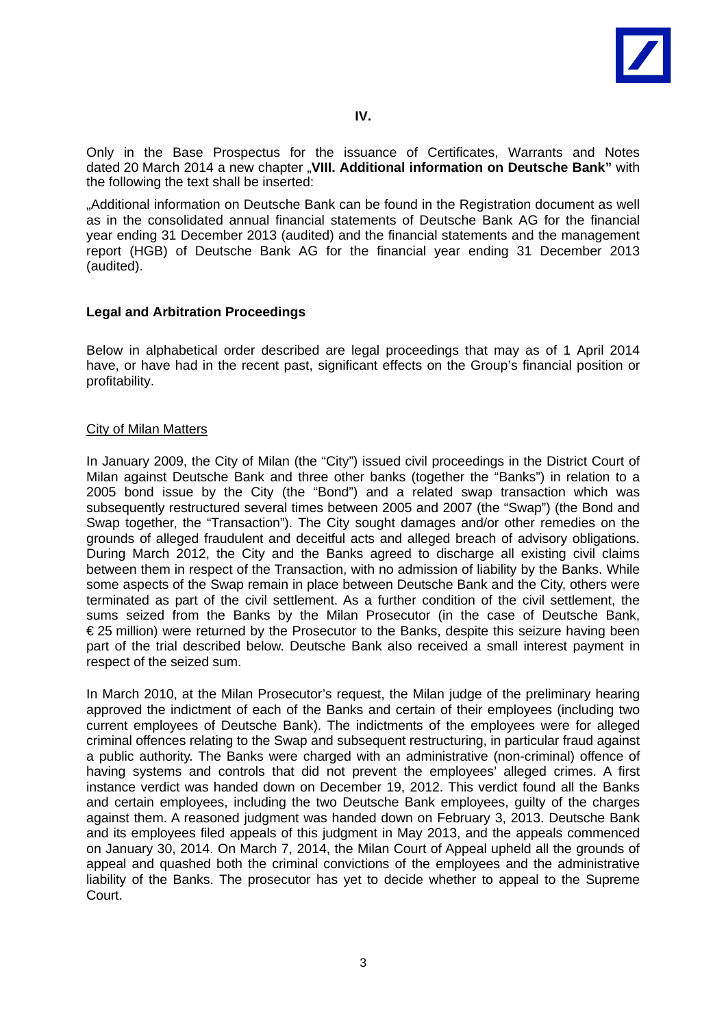**IV.**

Only in the Base Prospectus for the issuance of Certificates, Warrants and Notes dated 20 March 2014 a new chapter „**VIII. Additional information on Deutsche Bank"** with the following text shall be inserted:

„Additional information on Deutsche Bank can be found in the Registration document as well as in the consolidated annual financial statements of Deutsche Bank AG for the financial year ending 31 December 2013 (audited) and the financial statements and the management report (HGB) of Deutsche Bank AG for the financial year ending 31 December 2013 (audited).

**Legal and Arbitration Proceedings**

Below in alphabetical order described are legal proceedings that may as of 1 April 2014 have, or have had in the recent past, significant effects on the Group's financial position or profitability.

City of Milan Matters

In January 2009, the City of Milan (the "City") issued civil proceedings in the District Court of Milan against Deutsche Bank and three other banks (together the "Banks") in relation to a 2005 bond issue by the City (the "Bond") and a related swap transaction which was subsequently restructured several times between 2005 and 2007 (the "Swap") (the Bond and Swap together, the "Transaction"). The City sought damages and/or other remedies on the grounds of alleged fraudulent and deceitful acts and alleged breach of advisory obligations. During March 2012, the City and the Banks agreed to discharge all existing civil claims between them in respect of the Transaction, with no admission of liability by the Banks. While some aspects of the Swap remain in place between Deutsche Bank and the City, others were terminated as part of the civil settlement. As a further condition of the civil settlement, the sums seized from the Banks by the Milan Prosecutor (in the case of Deutsche Bank, € 25 million) were returned by the Prosecutor to the Banks, despite this seizure having been part of the trial described below. Deutsche Bank also received a small interest payment in respect of the seized sum.

In March 2010, at the Milan Prosecutor's request, the Milan judge of the preliminary hearing approved the indictment of each of the Banks and certain of their employees (including two current employees of Deutsche Bank). The indictments of the employees were for alleged criminal offences relating to the Swap and subsequent restructuring, in particular fraud against a public authority. The Banks were charged with an administrative (non-criminal) offence of having systems and controls that did not prevent the employees' alleged crimes. A first instance verdict was handed down on December 19, 2012. This verdict found all the Banks and certain employees, including the two Deutsche Bank employees, guilty of the charges against them. A reasoned judgment was handed down on February 3, 2013. Deutsche Bank and its employees filed appeals of this judgment in May 2013, and the appeals commenced on January 30, 2014. On March 7, 2014, the Milan Court of Appeal upheld all the grounds of appeal and quashed both the criminal convictions of the employees and the administrative liability of the Banks. The prosecutor has yet to decide whether to appeal to the Supreme Court.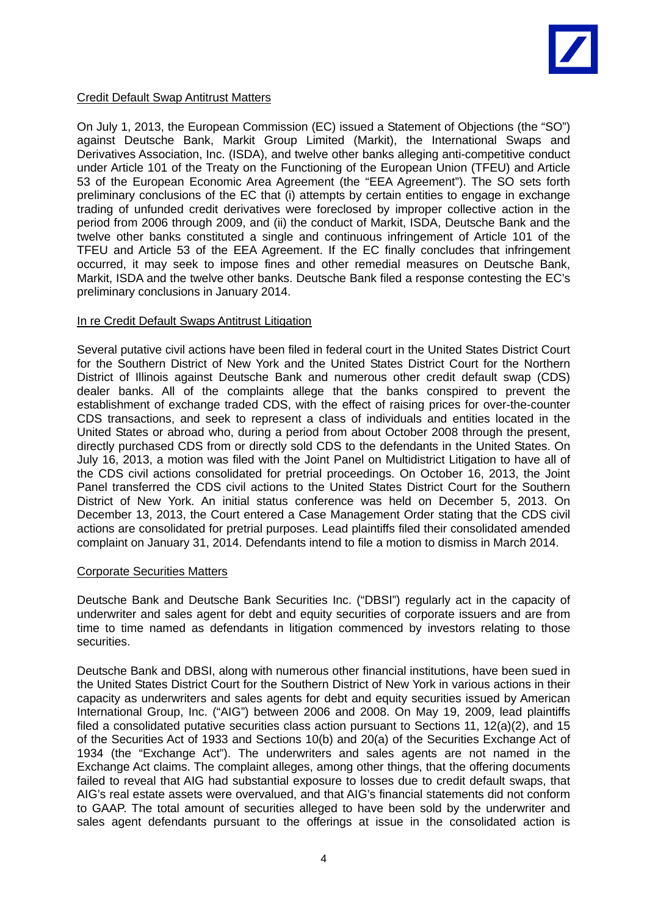Credit Default Swap Antitrust Matters

On July 1, 2013, the European Commission (EC) issued a Statement of Objections (the "SO") against Deutsche Bank, Markit Group Limited (Markit), the International Swaps and Derivatives Association, Inc. (ISDA), and twelve other banks alleging anti-competitive conduct under Article 101 of the Treaty on the Functioning of the European Union (TFEU) and Article 53 of the European Economic Area Agreement (the "EEA Agreement"). The SO sets forth preliminary conclusions of the EC that (i) attempts by certain entities to engage in exchange trading of unfunded credit derivatives were foreclosed by improper collective action in the period from 2006 through 2009, and (ii) the conduct of Markit, ISDA, Deutsche Bank and the twelve other banks constituted a single and continuous infringement of Article 101 of the TFEU and Article 53 of the EEA Agreement. If the EC finally concludes that infringement occurred, it may seek to impose fines and other remedial measures on Deutsche Bank, Markit, ISDA and the twelve other banks. Deutsche Bank filed a response contesting the EC's preliminary conclusions in January 2014.

In re Credit Default Swaps Antitrust Litigation

Several putative civil actions have been filed in federal court in the United States District Court for the Southern District of New York and the United States District Court for the Northern District of Illinois against Deutsche Bank and numerous other credit default swap (CDS) dealer banks. All of the complaints allege that the banks conspired to prevent the establishment of exchange traded CDS, with the effect of raising prices for over-the-counter CDS transactions, and seek to represent a class of individuals and entities located in the United States or abroad who, during a period from about October 2008 through the present, directly purchased CDS from or directly sold CDS to the defendants in the United States. On July 16, 2013, a motion was filed with the Joint Panel on Multidistrict Litigation to have all of the CDS civil actions consolidated for pretrial proceedings. On October 16, 2013, the Joint Panel transferred the CDS civil actions to the United States District Court for the Southern District of New York. An initial status conference was held on December 5, 2013. On December 13, 2013, the Court entered a Case Management Order stating that the CDS civil actions are consolidated for pretrial purposes. Lead plaintiffs filed their consolidated amended complaint on January 31, 2014. Defendants intend to file a motion to dismiss in March 2014.

Corporate Securities Matters

Deutsche Bank and Deutsche Bank Securities Inc. ("DBSI") regularly act in the capacity of underwriter and sales agent for debt and equity securities of corporate issuers and are from time to time named as defendants in litigation commenced by investors relating to those securities.

Deutsche Bank and DBSI, along with numerous other financial institutions, have been sued in the United States District Court for the Southern District of New York in various actions in their capacity as underwriters and sales agents for debt and equity securities issued by American International Group, Inc. ("AIG") between 2006 and 2008. On May 19, 2009, lead plaintiffs filed a consolidated putative securities class action pursuant to Sections 11, 12(a)(2), and 15 of the Securities Act of 1933 and Sections 10(b) and 20(a) of the Securities Exchange Act of 1934 (the "Exchange Act"). The underwriters and sales agents are not named in the Exchange Act claims. The complaint alleges, among other things, that the offering documents failed to reveal that AIG had substantial exposure to losses due to credit default swaps, that AIG's real estate assets were overvalued, and that AIG's financial statements did not conform to GAAP. The total amount of securities alleged to have been sold by the underwriter and sales agent defendants pursuant to the offerings at issue in the consolidated action is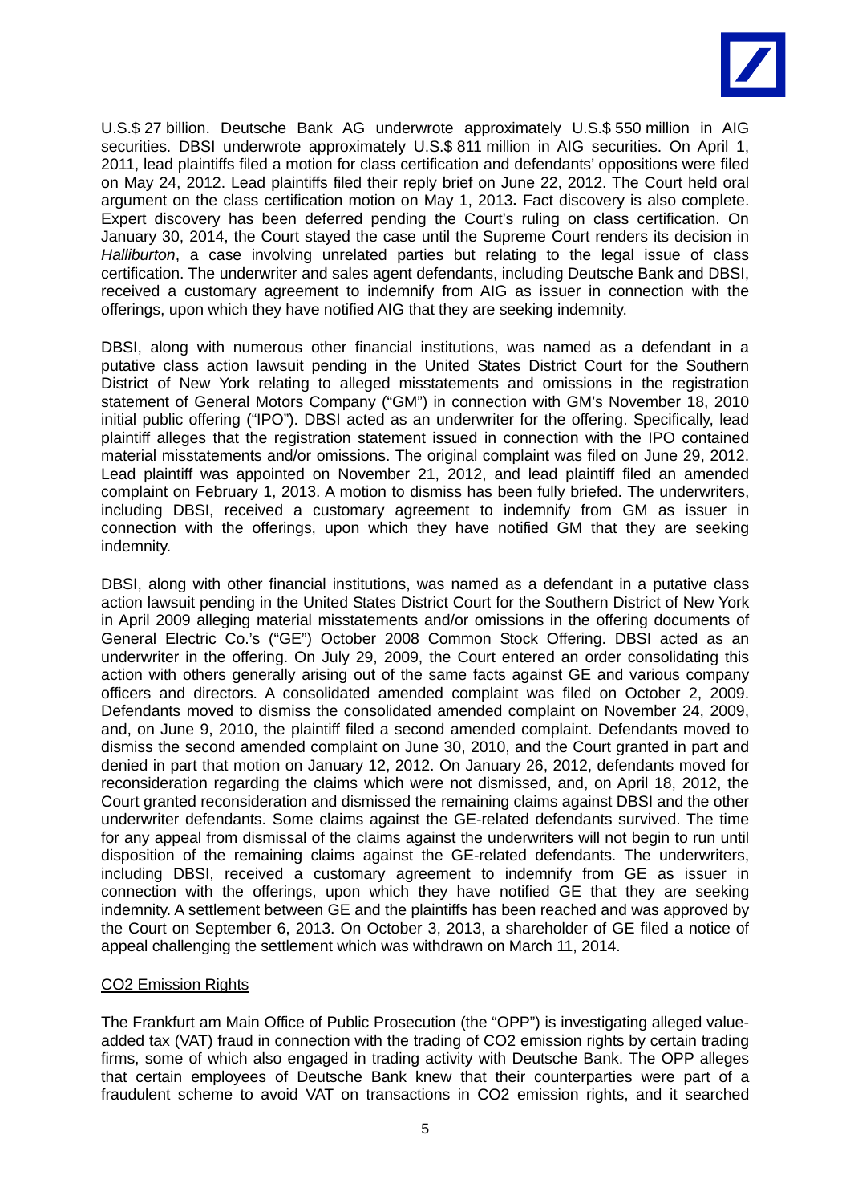U.S.$ 27 billion. Deutsche Bank AG underwrote approximately U.S.$ 550 million in AIG securities. DBSI underwrote approximately U.S.$ 811 million in AIG securities. On April 1, 2011, lead plaintiffs filed a motion for class certification and defendants' oppositions were filed on May 24, 2012. Lead plaintiffs filed their reply brief on June 22, 2012. The Court held oral argument on the class certification motion on May 1, 2013**.** Fact discovery is also complete. Expert discovery has been deferred pending the Court's ruling on class certification. On January 30, 2014, the Court stayed the case until the Supreme Court renders its decision in *Halliburton*, a case involving unrelated parties but relating to the legal issue of class certification. The underwriter and sales agent defendants, including Deutsche Bank and DBSI, received a customary agreement to indemnify from AIG as issuer in connection with the offerings, upon which they have notified AIG that they are seeking indemnity.

DBSI, along with numerous other financial institutions, was named as a defendant in a putative class action lawsuit pending in the United States District Court for the Southern District of New York relating to alleged misstatements and omissions in the registration statement of General Motors Company ("GM") in connection with GM's November 18, 2010 initial public offering ("IPO"). DBSI acted as an underwriter for the offering. Specifically, lead plaintiff alleges that the registration statement issued in connection with the IPO contained material misstatements and/or omissions. The original complaint was filed on June 29, 2012. Lead plaintiff was appointed on November 21, 2012, and lead plaintiff filed an amended complaint on February 1, 2013. A motion to dismiss has been fully briefed. The underwriters, including DBSI, received a customary agreement to indemnify from GM as issuer in connection with the offerings, upon which they have notified GM that they are seeking indemnity.

DBSI, along with other financial institutions, was named as a defendant in a putative class action lawsuit pending in the United States District Court for the Southern District of New York in April 2009 alleging material misstatements and/or omissions in the offering documents of General Electric Co.'s ("GE") October 2008 Common Stock Offering. DBSI acted as an underwriter in the offering. On July 29, 2009, the Court entered an order consolidating this action with others generally arising out of the same facts against GE and various company officers and directors. A consolidated amended complaint was filed on October 2, 2009. Defendants moved to dismiss the consolidated amended complaint on November 24, 2009, and, on June 9, 2010, the plaintiff filed a second amended complaint. Defendants moved to dismiss the second amended complaint on June 30, 2010, and the Court granted in part and denied in part that motion on January 12, 2012. On January 26, 2012, defendants moved for reconsideration regarding the claims which were not dismissed, and, on April 18, 2012, the Court granted reconsideration and dismissed the remaining claims against DBSI and the other underwriter defendants. Some claims against the GE-related defendants survived. The time for any appeal from dismissal of the claims against the underwriters will not begin to run until disposition of the remaining claims against the GE-related defendants. The underwriters, including DBSI, received a customary agreement to indemnify from GE as issuer in connection with the offerings, upon which they have notified GE that they are seeking indemnity. A settlement between GE and the plaintiffs has been reached and was approved by the Court on September 6, 2013. On October 3, 2013, a shareholder of GE filed a notice of appeal challenging the settlement which was withdrawn on March 11, 2014.

## CO2 Emission Rights

The Frankfurt am Main Office of Public Prosecution (the "OPP") is investigating alleged value-added tax (VAT) fraud in connection with the trading of CO2 emission rights by certain trading firms, some of which also engaged in trading activity with Deutsche Bank. The OPP alleges that certain employees of Deutsche Bank knew that their counterparties were part of a fraudulent scheme to avoid VAT on transactions in CO2 emission rights, and it searched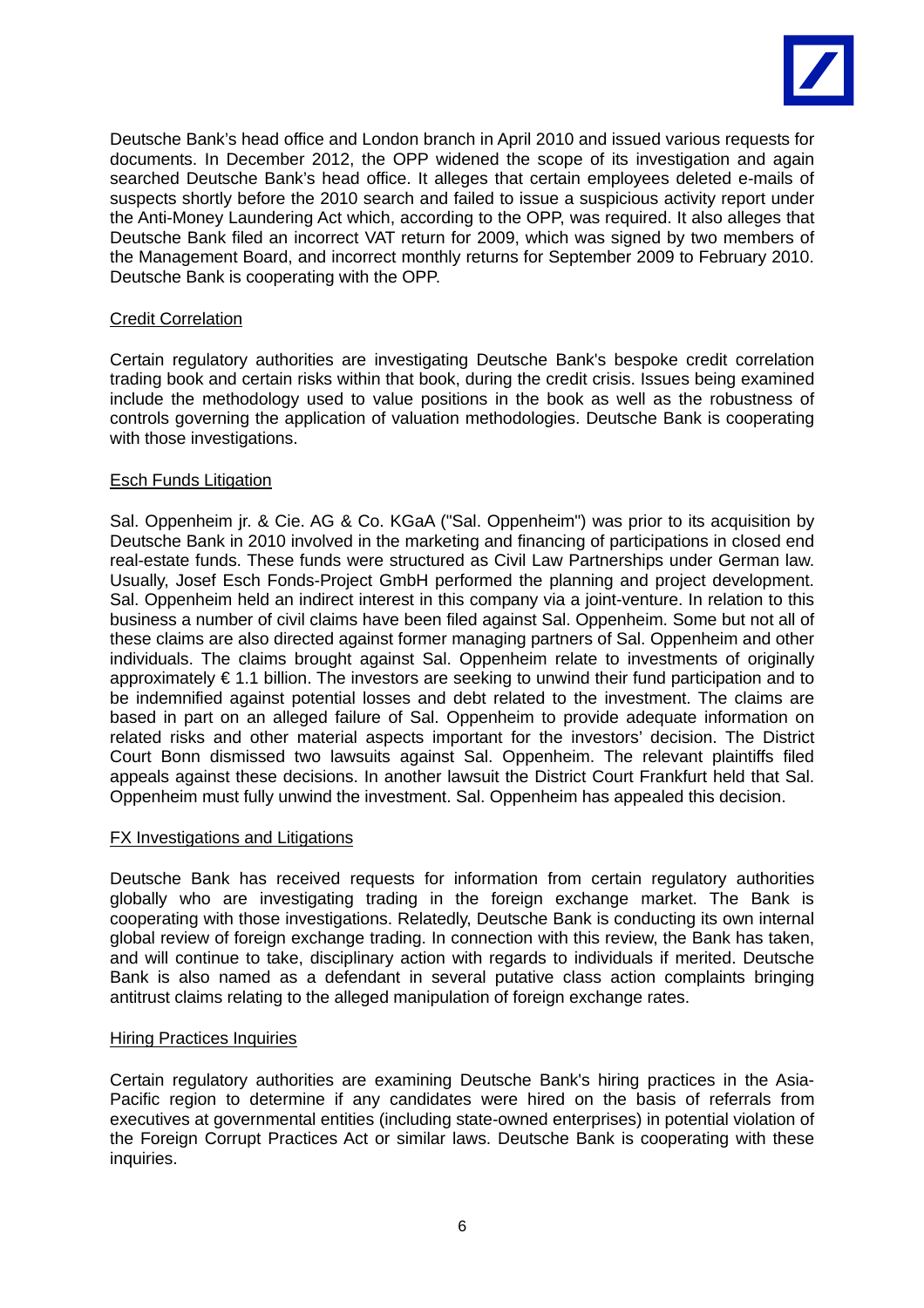Deutsche Bank's head office and London branch in April 2010 and issued various requests for documents. In December 2012, the OPP widened the scope of its investigation and again searched Deutsche Bank's head office. It alleges that certain employees deleted e-mails of suspects shortly before the 2010 search and failed to issue a suspicious activity report under the Anti-Money Laundering Act which, according to the OPP, was required. It also alleges that Deutsche Bank filed an incorrect VAT return for 2009, which was signed by two members of the Management Board, and incorrect monthly returns for September 2009 to February 2010. Deutsche Bank is cooperating with the OPP.

<u>Credit Correlation</u>

Certain regulatory authorities are investigating Deutsche Bank's bespoke credit correlation trading book and certain risks within that book, during the credit crisis. Issues being examined include the methodology used to value positions in the book as well as the robustness of controls governing the application of valuation methodologies. Deutsche Bank is cooperating with those investigations.

<u>Esch Funds Litigation</u>

Sal. Oppenheim jr. & Cie. AG & Co. KGaA ("Sal. Oppenheim") was prior to its acquisition by Deutsche Bank in 2010 involved in the marketing and financing of participations in closed end real-estate funds. These funds were structured as Civil Law Partnerships under German law. Usually, Josef Esch Fonds-Project GmbH performed the planning and project development. Sal. Oppenheim held an indirect interest in this company via a joint-venture. In relation to this business a number of civil claims have been filed against Sal. Oppenheim. Some but not all of these claims are also directed against former managing partners of Sal. Oppenheim and other individuals. The claims brought against Sal. Oppenheim relate to investments of originally approximately € 1.1 billion. The investors are seeking to unwind their fund participation and to be indemnified against potential losses and debt related to the investment. The claims are based in part on an alleged failure of Sal. Oppenheim to provide adequate information on related risks and other material aspects important for the investors' decision. The District Court Bonn dismissed two lawsuits against Sal. Oppenheim. The relevant plaintiffs filed appeals against these decisions. In another lawsuit the District Court Frankfurt held that Sal. Oppenheim must fully unwind the investment. Sal. Oppenheim has appealed this decision.

<u>FX Investigations and Litigations</u>

Deutsche Bank has received requests for information from certain regulatory authorities globally who are investigating trading in the foreign exchange market. The Bank is cooperating with those investigations. Relatedly, Deutsche Bank is conducting its own internal global review of foreign exchange trading. In connection with this review, the Bank has taken, and will continue to take, disciplinary action with regards to individuals if merited. Deutsche Bank is also named as a defendant in several putative class action complaints bringing antitrust claims relating to the alleged manipulation of foreign exchange rates.

<u>Hiring Practices Inquiries</u>

Certain regulatory authorities are examining Deutsche Bank's hiring practices in the Asia-Pacific region to determine if any candidates were hired on the basis of referrals from executives at governmental entities (including state-owned enterprises) in potential violation of the Foreign Corrupt Practices Act or similar laws. Deutsche Bank is cooperating with these inquiries.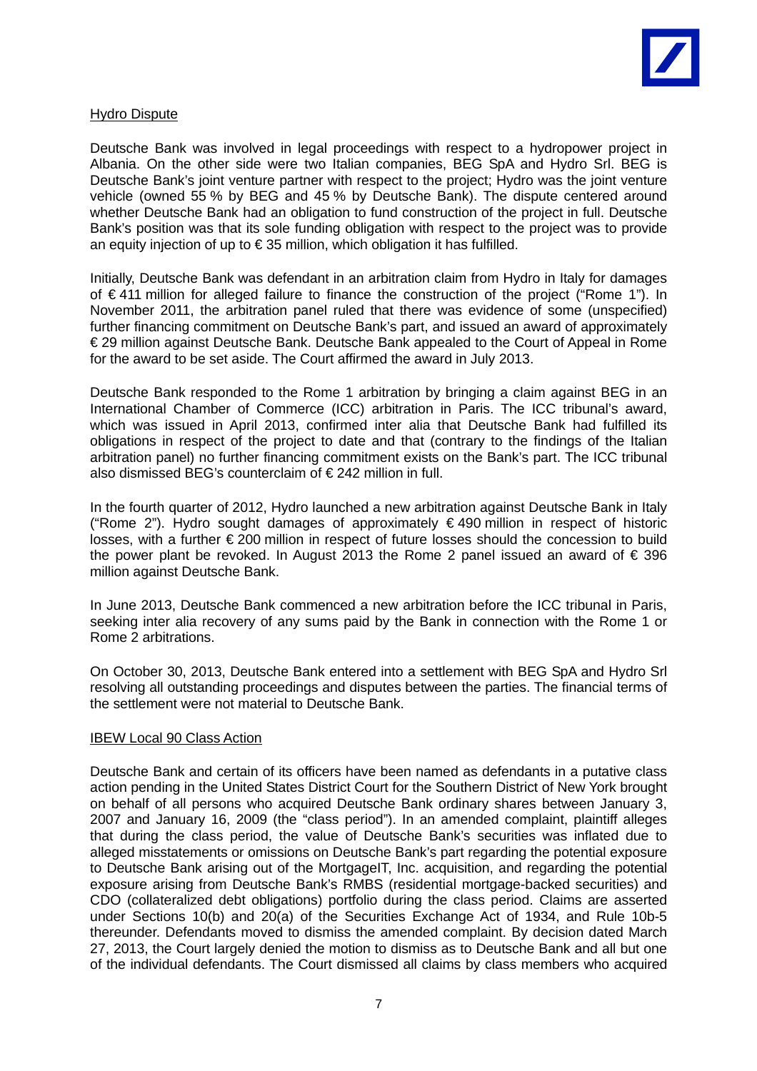<u>Hydro Dispute</u>

Deutsche Bank was involved in legal proceedings with respect to a hydropower project in Albania. On the other side were two Italian companies, BEG SpA and Hydro Srl. BEG is Deutsche Bank's joint venture partner with respect to the project; Hydro was the joint venture vehicle (owned 55 % by BEG and 45 % by Deutsche Bank). The dispute centered around whether Deutsche Bank had an obligation to fund construction of the project in full. Deutsche Bank's position was that its sole funding obligation with respect to the project was to provide an equity injection of up to € 35 million, which obligation it has fulfilled.

Initially, Deutsche Bank was defendant in an arbitration claim from Hydro in Italy for damages of € 411 million for alleged failure to finance the construction of the project ("Rome 1"). In November 2011, the arbitration panel ruled that there was evidence of some (unspecified) further financing commitment on Deutsche Bank's part, and issued an award of approximately € 29 million against Deutsche Bank. Deutsche Bank appealed to the Court of Appeal in Rome for the award to be set aside. The Court affirmed the award in July 2013.

Deutsche Bank responded to the Rome 1 arbitration by bringing a claim against BEG in an International Chamber of Commerce (ICC) arbitration in Paris. The ICC tribunal's award, which was issued in April 2013, confirmed inter alia that Deutsche Bank had fulfilled its obligations in respect of the project to date and that (contrary to the findings of the Italian arbitration panel) no further financing commitment exists on the Bank's part. The ICC tribunal also dismissed BEG's counterclaim of € 242 million in full.

In the fourth quarter of 2012, Hydro launched a new arbitration against Deutsche Bank in Italy ("Rome 2"). Hydro sought damages of approximately € 490 million in respect of historic losses, with a further € 200 million in respect of future losses should the concession to build the power plant be revoked. In August 2013 the Rome 2 panel issued an award of € 396 million against Deutsche Bank.

In June 2013, Deutsche Bank commenced a new arbitration before the ICC tribunal in Paris, seeking inter alia recovery of any sums paid by the Bank in connection with the Rome 1 or Rome 2 arbitrations.

On October 30, 2013, Deutsche Bank entered into a settlement with BEG SpA and Hydro Srl resolving all outstanding proceedings and disputes between the parties. The financial terms of the settlement were not material to Deutsche Bank.

<u>IBEW Local 90 Class Action</u>

Deutsche Bank and certain of its officers have been named as defendants in a putative class action pending in the United States District Court for the Southern District of New York brought on behalf of all persons who acquired Deutsche Bank ordinary shares between January 3, 2007 and January 16, 2009 (the "class period"). In an amended complaint, plaintiff alleges that during the class period, the value of Deutsche Bank's securities was inflated due to alleged misstatements or omissions on Deutsche Bank's part regarding the potential exposure to Deutsche Bank arising out of the MortgageIT, Inc. acquisition, and regarding the potential exposure arising from Deutsche Bank's RMBS (residential mortgage-backed securities) and CDO (collateralized debt obligations) portfolio during the class period. Claims are asserted under Sections 10(b) and 20(a) of the Securities Exchange Act of 1934, and Rule 10b-5 thereunder. Defendants moved to dismiss the amended complaint. By decision dated March 27, 2013, the Court largely denied the motion to dismiss as to Deutsche Bank and all but one of the individual defendants. The Court dismissed all claims by class members who acquired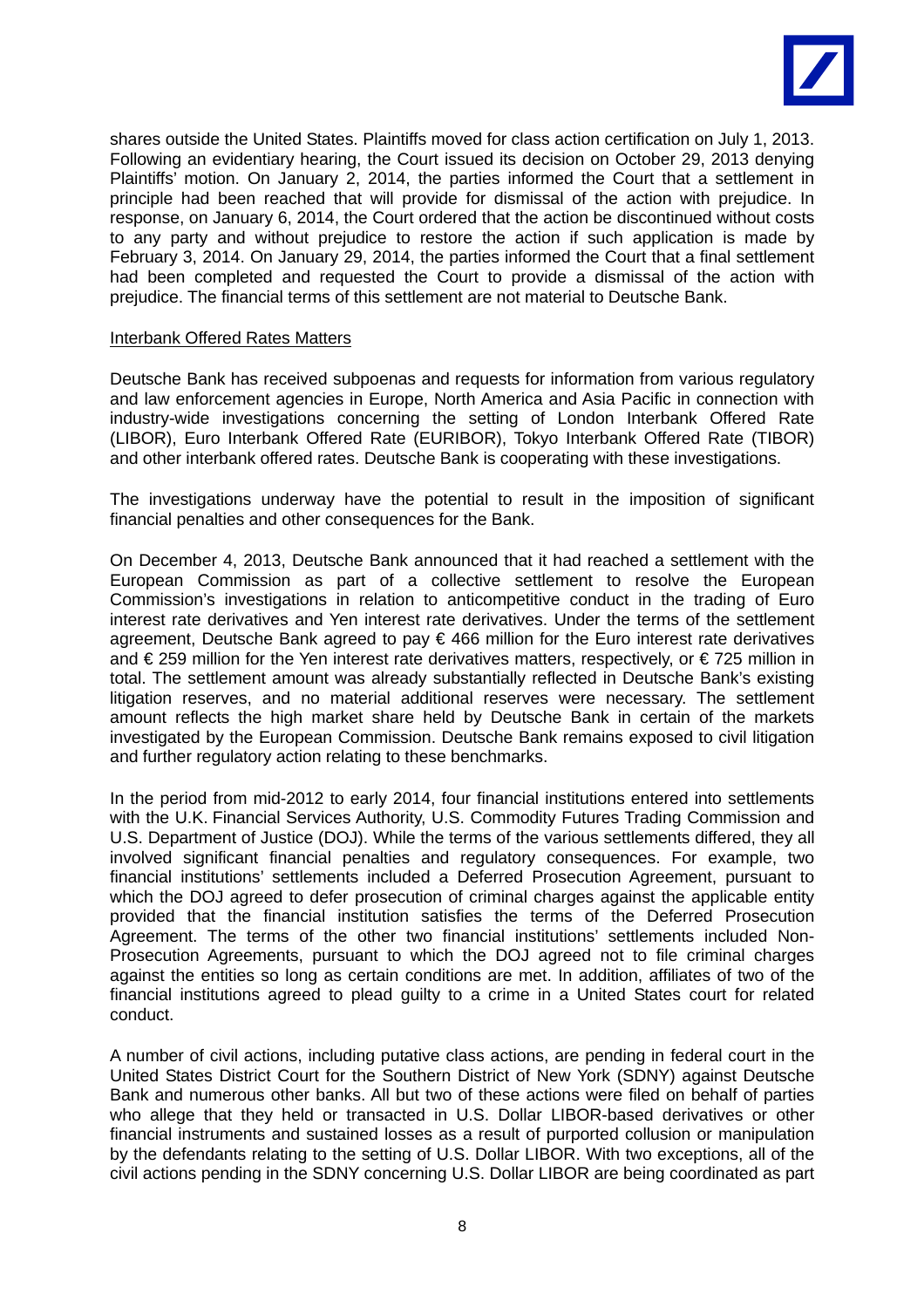shares outside the United States. Plaintiffs moved for class action certification on July 1, 2013. Following an evidentiary hearing, the Court issued its decision on October 29, 2013 denying Plaintiffs' motion. On January 2, 2014, the parties informed the Court that a settlement in principle had been reached that will provide for dismissal of the action with prejudice. In response, on January 6, 2014, the Court ordered that the action be discontinued without costs to any party and without prejudice to restore the action if such application is made by February 3, 2014. On January 29, 2014, the parties informed the Court that a final settlement had been completed and requested the Court to provide a dismissal of the action with prejudice. The financial terms of this settlement are not material to Deutsche Bank.

<u>Interbank Offered Rates Matters</u>

Deutsche Bank has received subpoenas and requests for information from various regulatory and law enforcement agencies in Europe, North America and Asia Pacific in connection with industry-wide investigations concerning the setting of London Interbank Offered Rate (LIBOR), Euro Interbank Offered Rate (EURIBOR), Tokyo Interbank Offered Rate (TIBOR) and other interbank offered rates. Deutsche Bank is cooperating with these investigations.

The investigations underway have the potential to result in the imposition of significant financial penalties and other consequences for the Bank.

On December 4, 2013, Deutsche Bank announced that it had reached a settlement with the European Commission as part of a collective settlement to resolve the European Commission's investigations in relation to anticompetitive conduct in the trading of Euro interest rate derivatives and Yen interest rate derivatives. Under the terms of the settlement agreement, Deutsche Bank agreed to pay € 466 million for the Euro interest rate derivatives and € 259 million for the Yen interest rate derivatives matters, respectively, or € 725 million in total. The settlement amount was already substantially reflected in Deutsche Bank's existing litigation reserves, and no material additional reserves were necessary. The settlement amount reflects the high market share held by Deutsche Bank in certain of the markets investigated by the European Commission. Deutsche Bank remains exposed to civil litigation and further regulatory action relating to these benchmarks.

In the period from mid-2012 to early 2014, four financial institutions entered into settlements with the U.K. Financial Services Authority, U.S. Commodity Futures Trading Commission and U.S. Department of Justice (DOJ). While the terms of the various settlements differed, they all involved significant financial penalties and regulatory consequences. For example, two financial institutions' settlements included a Deferred Prosecution Agreement, pursuant to which the DOJ agreed to defer prosecution of criminal charges against the applicable entity provided that the financial institution satisfies the terms of the Deferred Prosecution Agreement. The terms of the other two financial institutions' settlements included Non-Prosecution Agreements, pursuant to which the DOJ agreed not to file criminal charges against the entities so long as certain conditions are met. In addition, affiliates of two of the financial institutions agreed to plead guilty to a crime in a United States court for related conduct.

A number of civil actions, including putative class actions, are pending in federal court in the United States District Court for the Southern District of New York (SDNY) against Deutsche Bank and numerous other banks. All but two of these actions were filed on behalf of parties who allege that they held or transacted in U.S. Dollar LIBOR-based derivatives or other financial instruments and sustained losses as a result of purported collusion or manipulation by the defendants relating to the setting of U.S. Dollar LIBOR. With two exceptions, all of the civil actions pending in the SDNY concerning U.S. Dollar LIBOR are being coordinated as part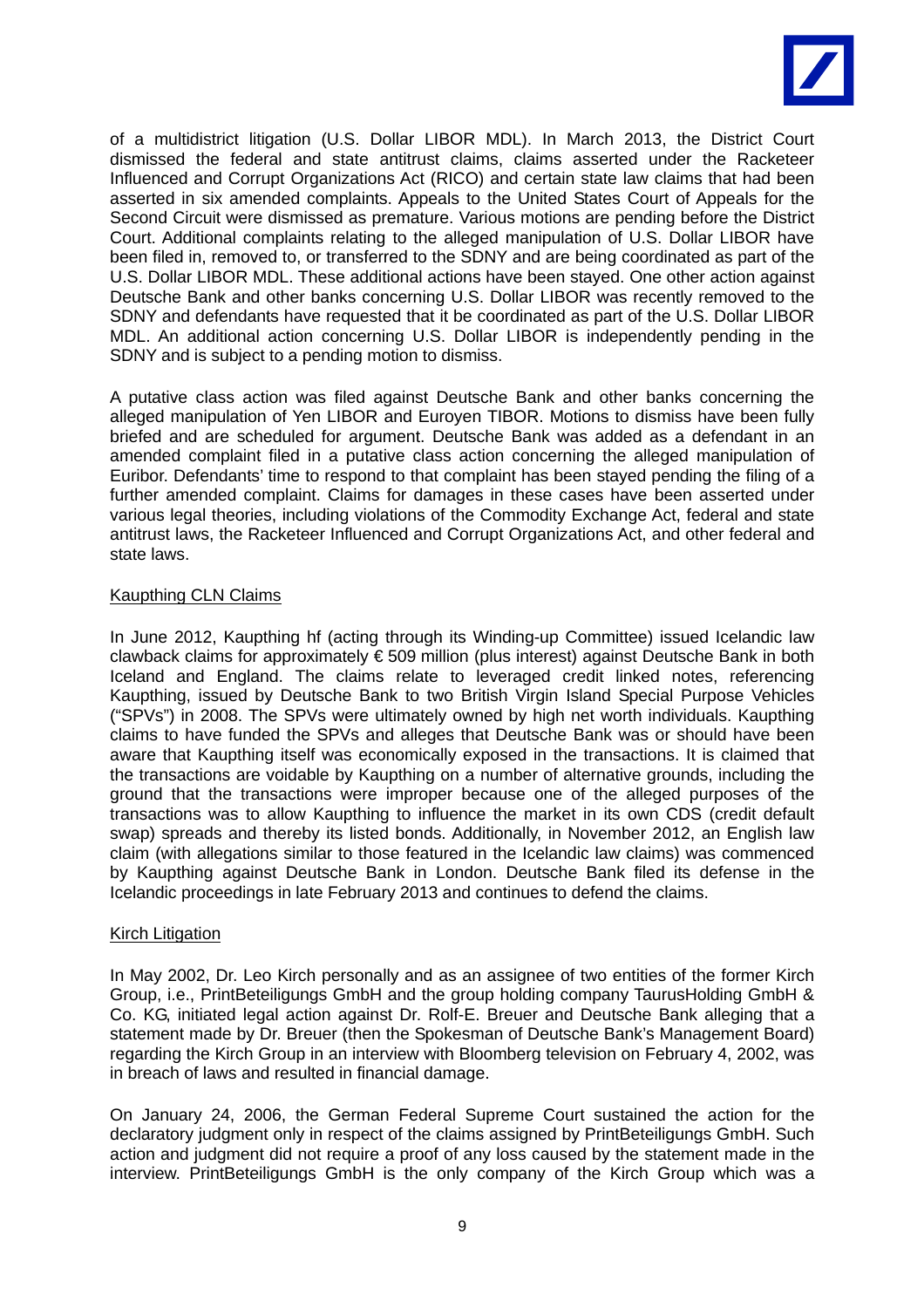of a multidistrict litigation (U.S. Dollar LIBOR MDL). In March 2013, the District Court dismissed the federal and state antitrust claims, claims asserted under the Racketeer Influenced and Corrupt Organizations Act (RICO) and certain state law claims that had been asserted in six amended complaints. Appeals to the United States Court of Appeals for the Second Circuit were dismissed as premature. Various motions are pending before the District Court. Additional complaints relating to the alleged manipulation of U.S. Dollar LIBOR have been filed in, removed to, or transferred to the SDNY and are being coordinated as part of the U.S. Dollar LIBOR MDL. These additional actions have been stayed. One other action against Deutsche Bank and other banks concerning U.S. Dollar LIBOR was recently removed to the SDNY and defendants have requested that it be coordinated as part of the U.S. Dollar LIBOR MDL. An additional action concerning U.S. Dollar LIBOR is independently pending in the SDNY and is subject to a pending motion to dismiss.

A putative class action was filed against Deutsche Bank and other banks concerning the alleged manipulation of Yen LIBOR and Euroyen TIBOR. Motions to dismiss have been fully briefed and are scheduled for argument. Deutsche Bank was added as a defendant in an amended complaint filed in a putative class action concerning the alleged manipulation of Euribor. Defendants' time to respond to that complaint has been stayed pending the filing of a further amended complaint. Claims for damages in these cases have been asserted under various legal theories, including violations of the Commodity Exchange Act, federal and state antitrust laws, the Racketeer Influenced and Corrupt Organizations Act, and other federal and state laws.

Kaupthing CLN Claims

In June 2012, Kaupthing hf (acting through its Winding-up Committee) issued Icelandic law clawback claims for approximately € 509 million (plus interest) against Deutsche Bank in both Iceland and England. The claims relate to leveraged credit linked notes, referencing Kaupthing, issued by Deutsche Bank to two British Virgin Island Special Purpose Vehicles ("SPVs") in 2008. The SPVs were ultimately owned by high net worth individuals. Kaupthing claims to have funded the SPVs and alleges that Deutsche Bank was or should have been aware that Kaupthing itself was economically exposed in the transactions. It is claimed that the transactions are voidable by Kaupthing on a number of alternative grounds, including the ground that the transactions were improper because one of the alleged purposes of the transactions was to allow Kaupthing to influence the market in its own CDS (credit default swap) spreads and thereby its listed bonds. Additionally, in November 2012, an English law claim (with allegations similar to those featured in the Icelandic law claims) was commenced by Kaupthing against Deutsche Bank in London. Deutsche Bank filed its defense in the Icelandic proceedings in late February 2013 and continues to defend the claims.

Kirch Litigation

In May 2002, Dr. Leo Kirch personally and as an assignee of two entities of the former Kirch Group, i.e., PrintBeteiligungs GmbH and the group holding company TaurusHolding GmbH & Co. KG, initiated legal action against Dr. Rolf-E. Breuer and Deutsche Bank alleging that a statement made by Dr. Breuer (then the Spokesman of Deutsche Bank's Management Board) regarding the Kirch Group in an interview with Bloomberg television on February 4, 2002, was in breach of laws and resulted in financial damage.

On January 24, 2006, the German Federal Supreme Court sustained the action for the declaratory judgment only in respect of the claims assigned by PrintBeteiligungs GmbH. Such action and judgment did not require a proof of any loss caused by the statement made in the interview. PrintBeteiligungs GmbH is the only company of the Kirch Group which was a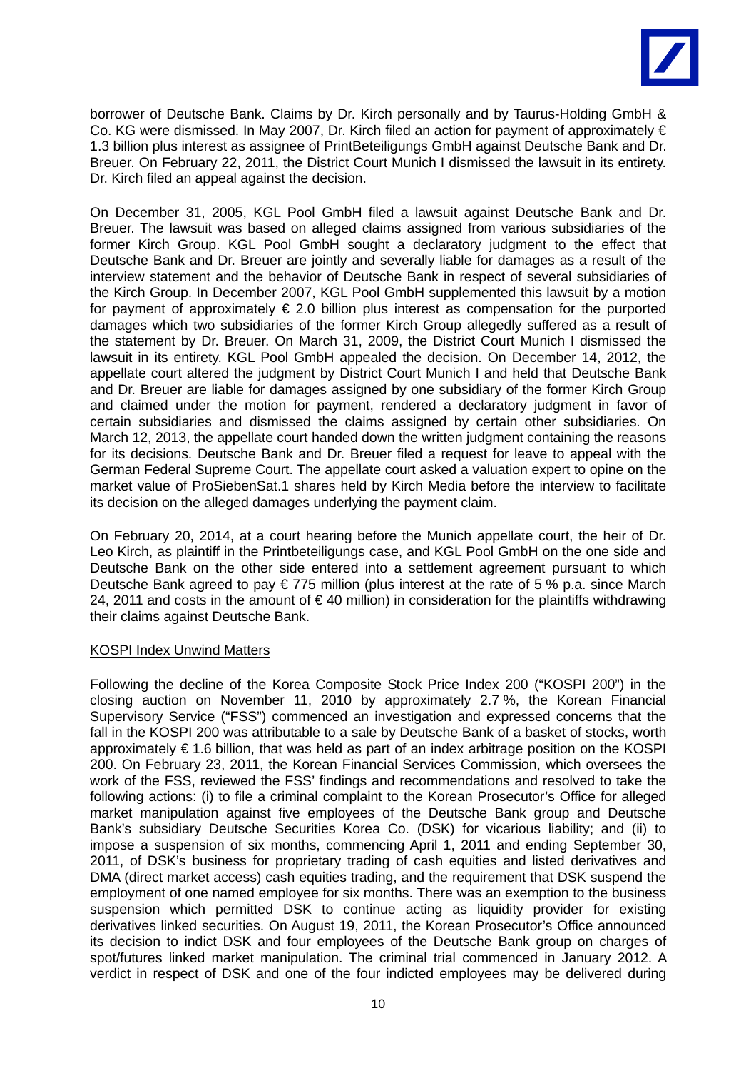borrower of Deutsche Bank. Claims by Dr. Kirch personally and by Taurus-Holding GmbH & Co. KG were dismissed. In May 2007, Dr. Kirch filed an action for payment of approximately € 1.3 billion plus interest as assignee of PrintBeteiligungs GmbH against Deutsche Bank and Dr. Breuer. On February 22, 2011, the District Court Munich I dismissed the lawsuit in its entirety. Dr. Kirch filed an appeal against the decision.

On December 31, 2005, KGL Pool GmbH filed a lawsuit against Deutsche Bank and Dr. Breuer. The lawsuit was based on alleged claims assigned from various subsidiaries of the former Kirch Group. KGL Pool GmbH sought a declaratory judgment to the effect that Deutsche Bank and Dr. Breuer are jointly and severally liable for damages as a result of the interview statement and the behavior of Deutsche Bank in respect of several subsidiaries of the Kirch Group. In December 2007, KGL Pool GmbH supplemented this lawsuit by a motion for payment of approximately € 2.0 billion plus interest as compensation for the purported damages which two subsidiaries of the former Kirch Group allegedly suffered as a result of the statement by Dr. Breuer. On March 31, 2009, the District Court Munich I dismissed the lawsuit in its entirety. KGL Pool GmbH appealed the decision. On December 14, 2012, the appellate court altered the judgment by District Court Munich I and held that Deutsche Bank and Dr. Breuer are liable for damages assigned by one subsidiary of the former Kirch Group and claimed under the motion for payment, rendered a declaratory judgment in favor of certain subsidiaries and dismissed the claims assigned by certain other subsidiaries. On March 12, 2013, the appellate court handed down the written judgment containing the reasons for its decisions. Deutsche Bank and Dr. Breuer filed a request for leave to appeal with the German Federal Supreme Court. The appellate court asked a valuation expert to opine on the market value of ProSiebenSat.1 shares held by Kirch Media before the interview to facilitate its decision on the alleged damages underlying the payment claim.

On February 20, 2014, at a court hearing before the Munich appellate court, the heir of Dr. Leo Kirch, as plaintiff in the Printbeteiligungs case, and KGL Pool GmbH on the one side and Deutsche Bank on the other side entered into a settlement agreement pursuant to which Deutsche Bank agreed to pay € 775 million (plus interest at the rate of 5 % p.a. since March 24, 2011 and costs in the amount of € 40 million) in consideration for the plaintiffs withdrawing their claims against Deutsche Bank.

<u>KOSPI Index Unwind Matters</u>

Following the decline of the Korea Composite Stock Price Index 200 ("KOSPI 200") in the closing auction on November 11, 2010 by approximately 2.7 %, the Korean Financial Supervisory Service ("FSS") commenced an investigation and expressed concerns that the fall in the KOSPI 200 was attributable to a sale by Deutsche Bank of a basket of stocks, worth approximately € 1.6 billion, that was held as part of an index arbitrage position on the KOSPI 200. On February 23, 2011, the Korean Financial Services Commission, which oversees the work of the FSS, reviewed the FSS' findings and recommendations and resolved to take the following actions: (i) to file a criminal complaint to the Korean Prosecutor's Office for alleged market manipulation against five employees of the Deutsche Bank group and Deutsche Bank's subsidiary Deutsche Securities Korea Co. (DSK) for vicarious liability; and (ii) to impose a suspension of six months, commencing April 1, 2011 and ending September 30, 2011, of DSK's business for proprietary trading of cash equities and listed derivatives and DMA (direct market access) cash equities trading, and the requirement that DSK suspend the employment of one named employee for six months. There was an exemption to the business suspension which permitted DSK to continue acting as liquidity provider for existing derivatives linked securities. On August 19, 2011, the Korean Prosecutor's Office announced its decision to indict DSK and four employees of the Deutsche Bank group on charges of spot/futures linked market manipulation. The criminal trial commenced in January 2012. A verdict in respect of DSK and one of the four indicted employees may be delivered during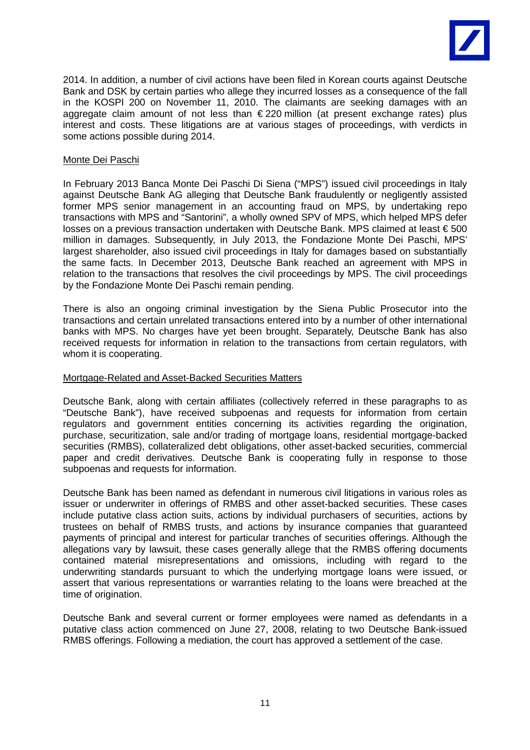2014. In addition, a number of civil actions have been filed in Korean courts against Deutsche Bank and DSK by certain parties who allege they incurred losses as a consequence of the fall in the KOSPI 200 on November 11, 2010. The claimants are seeking damages with an aggregate claim amount of not less than € 220 million (at present exchange rates) plus interest and costs. These litigations are at various stages of proceedings, with verdicts in some actions possible during 2014.

Monte Dei Paschi

In February 2013 Banca Monte Dei Paschi Di Siena ("MPS") issued civil proceedings in Italy against Deutsche Bank AG alleging that Deutsche Bank fraudulently or negligently assisted former MPS senior management in an accounting fraud on MPS, by undertaking repo transactions with MPS and "Santorini", a wholly owned SPV of MPS, which helped MPS defer losses on a previous transaction undertaken with Deutsche Bank. MPS claimed at least € 500 million in damages. Subsequently, in July 2013, the Fondazione Monte Dei Paschi, MPS' largest shareholder, also issued civil proceedings in Italy for damages based on substantially the same facts. In December 2013, Deutsche Bank reached an agreement with MPS in relation to the transactions that resolves the civil proceedings by MPS. The civil proceedings by the Fondazione Monte Dei Paschi remain pending.

There is also an ongoing criminal investigation by the Siena Public Prosecutor into the transactions and certain unrelated transactions entered into by a number of other international banks with MPS. No charges have yet been brought. Separately, Deutsche Bank has also received requests for information in relation to the transactions from certain regulators, with whom it is cooperating.

Mortgage-Related and Asset-Backed Securities Matters

Deutsche Bank, along with certain affiliates (collectively referred in these paragraphs to as "Deutsche Bank"), have received subpoenas and requests for information from certain regulators and government entities concerning its activities regarding the origination, purchase, securitization, sale and/or trading of mortgage loans, residential mortgage-backed securities (RMBS), collateralized debt obligations, other asset-backed securities, commercial paper and credit derivatives. Deutsche Bank is cooperating fully in response to those subpoenas and requests for information.

Deutsche Bank has been named as defendant in numerous civil litigations in various roles as issuer or underwriter in offerings of RMBS and other asset-backed securities. These cases include putative class action suits, actions by individual purchasers of securities, actions by trustees on behalf of RMBS trusts, and actions by insurance companies that guaranteed payments of principal and interest for particular tranches of securities offerings. Although the allegations vary by lawsuit, these cases generally allege that the RMBS offering documents contained material misrepresentations and omissions, including with regard to the underwriting standards pursuant to which the underlying mortgage loans were issued, or assert that various representations or warranties relating to the loans were breached at the time of origination.

Deutsche Bank and several current or former employees were named as defendants in a putative class action commenced on June 27, 2008, relating to two Deutsche Bank-issued RMBS offerings. Following a mediation, the court has approved a settlement of the case.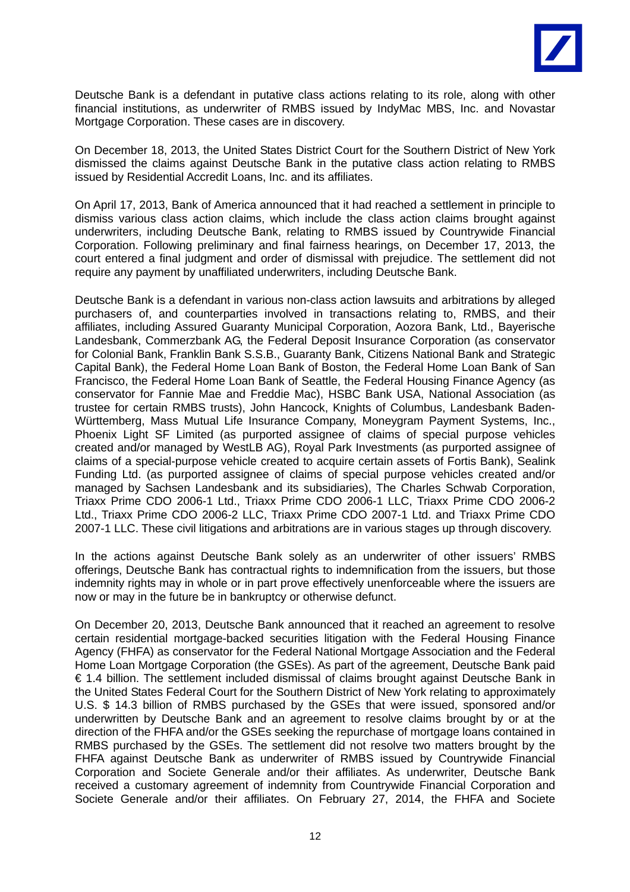Deutsche Bank is a defendant in putative class actions relating to its role, along with other financial institutions, as underwriter of RMBS issued by IndyMac MBS, Inc. and Novastar Mortgage Corporation. These cases are in discovery.

On December 18, 2013, the United States District Court for the Southern District of New York dismissed the claims against Deutsche Bank in the putative class action relating to RMBS issued by Residential Accredit Loans, Inc. and its affiliates.

On April 17, 2013, Bank of America announced that it had reached a settlement in principle to dismiss various class action claims, which include the class action claims brought against underwriters, including Deutsche Bank, relating to RMBS issued by Countrywide Financial Corporation. Following preliminary and final fairness hearings, on December 17, 2013, the court entered a final judgment and order of dismissal with prejudice. The settlement did not require any payment by unaffiliated underwriters, including Deutsche Bank.

Deutsche Bank is a defendant in various non-class action lawsuits and arbitrations by alleged purchasers of, and counterparties involved in transactions relating to, RMBS, and their affiliates, including Assured Guaranty Municipal Corporation, Aozora Bank, Ltd., Bayerische Landesbank, Commerzbank AG, the Federal Deposit Insurance Corporation (as conservator for Colonial Bank, Franklin Bank S.S.B., Guaranty Bank, Citizens National Bank and Strategic Capital Bank), the Federal Home Loan Bank of Boston, the Federal Home Loan Bank of San Francisco, the Federal Home Loan Bank of Seattle, the Federal Housing Finance Agency (as conservator for Fannie Mae and Freddie Mac), HSBC Bank USA, National Association (as trustee for certain RMBS trusts), John Hancock, Knights of Columbus, Landesbank Baden-Württemberg, Mass Mutual Life Insurance Company, Moneygram Payment Systems, Inc., Phoenix Light SF Limited (as purported assignee of claims of special purpose vehicles created and/or managed by WestLB AG), Royal Park Investments (as purported assignee of claims of a special-purpose vehicle created to acquire certain assets of Fortis Bank), Sealink Funding Ltd. (as purported assignee of claims of special purpose vehicles created and/or managed by Sachsen Landesbank and its subsidiaries), The Charles Schwab Corporation, Triaxx Prime CDO 2006-1 Ltd., Triaxx Prime CDO 2006-1 LLC, Triaxx Prime CDO 2006-2 Ltd., Triaxx Prime CDO 2006-2 LLC, Triaxx Prime CDO 2007-1 Ltd. and Triaxx Prime CDO 2007-1 LLC. These civil litigations and arbitrations are in various stages up through discovery.

In the actions against Deutsche Bank solely as an underwriter of other issuers' RMBS offerings, Deutsche Bank has contractual rights to indemnification from the issuers, but those indemnity rights may in whole or in part prove effectively unenforceable where the issuers are now or may in the future be in bankruptcy or otherwise defunct.

On December 20, 2013, Deutsche Bank announced that it reached an agreement to resolve certain residential mortgage-backed securities litigation with the Federal Housing Finance Agency (FHFA) as conservator for the Federal National Mortgage Association and the Federal Home Loan Mortgage Corporation (the GSEs). As part of the agreement, Deutsche Bank paid € 1.4 billion. The settlement included dismissal of claims brought against Deutsche Bank in the United States Federal Court for the Southern District of New York relating to approximately U.S. $ 14.3 billion of RMBS purchased by the GSEs that were issued, sponsored and/or underwritten by Deutsche Bank and an agreement to resolve claims brought by or at the direction of the FHFA and/or the GSEs seeking the repurchase of mortgage loans contained in RMBS purchased by the GSEs. The settlement did not resolve two matters brought by the FHFA against Deutsche Bank as underwriter of RMBS issued by Countrywide Financial Corporation and Societe Generale and/or their affiliates. As underwriter, Deutsche Bank received a customary agreement of indemnity from Countrywide Financial Corporation and Societe Generale and/or their affiliates. On February 27, 2014, the FHFA and Societe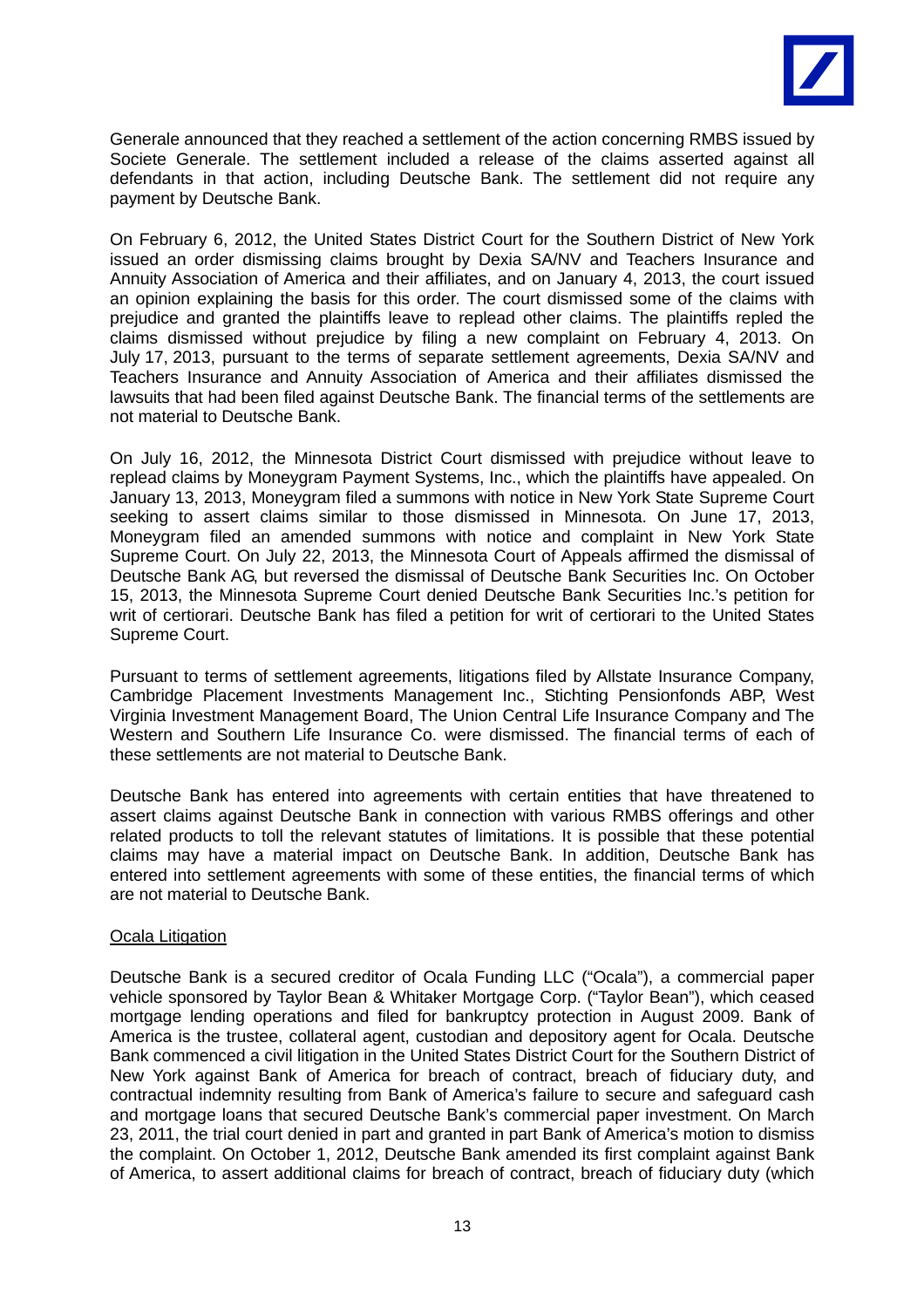Generale announced that they reached a settlement of the action concerning RMBS issued by Societe Generale. The settlement included a release of the claims asserted against all defendants in that action, including Deutsche Bank. The settlement did not require any payment by Deutsche Bank.

On February 6, 2012, the United States District Court for the Southern District of New York issued an order dismissing claims brought by Dexia SA/NV and Teachers Insurance and Annuity Association of America and their affiliates, and on January 4, 2013, the court issued an opinion explaining the basis for this order. The court dismissed some of the claims with prejudice and granted the plaintiffs leave to replead other claims. The plaintiffs repled the claims dismissed without prejudice by filing a new complaint on February 4, 2013. On July 17, 2013, pursuant to the terms of separate settlement agreements, Dexia SA/NV and Teachers Insurance and Annuity Association of America and their affiliates dismissed the lawsuits that had been filed against Deutsche Bank. The financial terms of the settlements are not material to Deutsche Bank.

On July 16, 2012, the Minnesota District Court dismissed with prejudice without leave to replead claims by Moneygram Payment Systems, Inc., which the plaintiffs have appealed. On January 13, 2013, Moneygram filed a summons with notice in New York State Supreme Court seeking to assert claims similar to those dismissed in Minnesota. On June 17, 2013, Moneygram filed an amended summons with notice and complaint in New York State Supreme Court. On July 22, 2013, the Minnesota Court of Appeals affirmed the dismissal of Deutsche Bank AG, but reversed the dismissal of Deutsche Bank Securities Inc. On October 15, 2013, the Minnesota Supreme Court denied Deutsche Bank Securities Inc.'s petition for writ of certiorari. Deutsche Bank has filed a petition for writ of certiorari to the United States Supreme Court.

Pursuant to terms of settlement agreements, litigations filed by Allstate Insurance Company, Cambridge Placement Investments Management Inc., Stichting Pensionfonds ABP, West Virginia Investment Management Board, The Union Central Life Insurance Company and The Western and Southern Life Insurance Co. were dismissed. The financial terms of each of these settlements are not material to Deutsche Bank.

Deutsche Bank has entered into agreements with certain entities that have threatened to assert claims against Deutsche Bank in connection with various RMBS offerings and other related products to toll the relevant statutes of limitations. It is possible that these potential claims may have a material impact on Deutsche Bank. In addition, Deutsche Bank has entered into settlement agreements with some of these entities, the financial terms of which are not material to Deutsche Bank.

Ocala Litigation

Deutsche Bank is a secured creditor of Ocala Funding LLC ("Ocala"), a commercial paper vehicle sponsored by Taylor Bean & Whitaker Mortgage Corp. ("Taylor Bean"), which ceased mortgage lending operations and filed for bankruptcy protection in August 2009. Bank of America is the trustee, collateral agent, custodian and depository agent for Ocala. Deutsche Bank commenced a civil litigation in the United States District Court for the Southern District of New York against Bank of America for breach of contract, breach of fiduciary duty, and contractual indemnity resulting from Bank of America's failure to secure and safeguard cash and mortgage loans that secured Deutsche Bank's commercial paper investment. On March 23, 2011, the trial court denied in part and granted in part Bank of America's motion to dismiss the complaint. On October 1, 2012, Deutsche Bank amended its first complaint against Bank of America, to assert additional claims for breach of contract, breach of fiduciary duty (which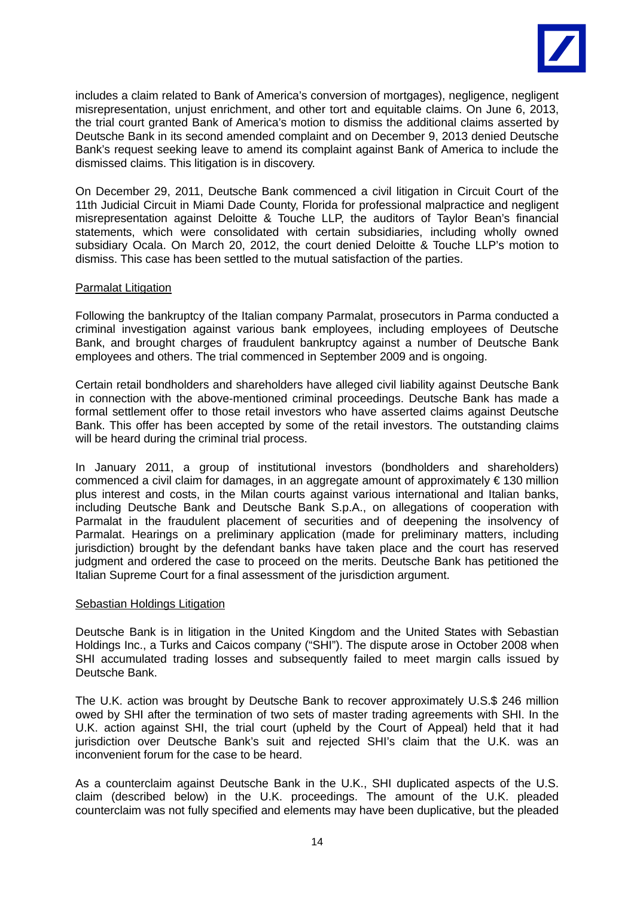includes a claim related to Bank of America's conversion of mortgages), negligence, negligent misrepresentation, unjust enrichment, and other tort and equitable claims. On June 6, 2013, the trial court granted Bank of America's motion to dismiss the additional claims asserted by Deutsche Bank in its second amended complaint and on December 9, 2013 denied Deutsche Bank's request seeking leave to amend its complaint against Bank of America to include the dismissed claims. This litigation is in discovery.

On December 29, 2011, Deutsche Bank commenced a civil litigation in Circuit Court of the 11th Judicial Circuit in Miami Dade County, Florida for professional malpractice and negligent misrepresentation against Deloitte & Touche LLP, the auditors of Taylor Bean's financial statements, which were consolidated with certain subsidiaries, including wholly owned subsidiary Ocala. On March 20, 2012, the court denied Deloitte & Touche LLP's motion to dismiss. This case has been settled to the mutual satisfaction of the parties.

<u>Parmalat Litigation</u>

Following the bankruptcy of the Italian company Parmalat, prosecutors in Parma conducted a criminal investigation against various bank employees, including employees of Deutsche Bank, and brought charges of fraudulent bankruptcy against a number of Deutsche Bank employees and others. The trial commenced in September 2009 and is ongoing.

Certain retail bondholders and shareholders have alleged civil liability against Deutsche Bank in connection with the above-mentioned criminal proceedings. Deutsche Bank has made a formal settlement offer to those retail investors who have asserted claims against Deutsche Bank. This offer has been accepted by some of the retail investors. The outstanding claims will be heard during the criminal trial process.

In January 2011, a group of institutional investors (bondholders and shareholders) commenced a civil claim for damages, in an aggregate amount of approximately € 130 million plus interest and costs, in the Milan courts against various international and Italian banks, including Deutsche Bank and Deutsche Bank S.p.A., on allegations of cooperation with Parmalat in the fraudulent placement of securities and of deepening the insolvency of Parmalat. Hearings on a preliminary application (made for preliminary matters, including jurisdiction) brought by the defendant banks have taken place and the court has reserved judgment and ordered the case to proceed on the merits. Deutsche Bank has petitioned the Italian Supreme Court for a final assessment of the jurisdiction argument.

<u>Sebastian Holdings Litigation</u>

Deutsche Bank is in litigation in the United Kingdom and the United States with Sebastian Holdings Inc., a Turks and Caicos company ("SHI"). The dispute arose in October 2008 when SHI accumulated trading losses and subsequently failed to meet margin calls issued by Deutsche Bank.

The U.K. action was brought by Deutsche Bank to recover approximately U.S.$ 246 million owed by SHI after the termination of two sets of master trading agreements with SHI. In the U.K. action against SHI, the trial court (upheld by the Court of Appeal) held that it had jurisdiction over Deutsche Bank's suit and rejected SHI's claim that the U.K. was an inconvenient forum for the case to be heard.

As a counterclaim against Deutsche Bank in the U.K., SHI duplicated aspects of the U.S. claim (described below) in the U.K. proceedings. The amount of the U.K. pleaded counterclaim was not fully specified and elements may have been duplicative, but the pleaded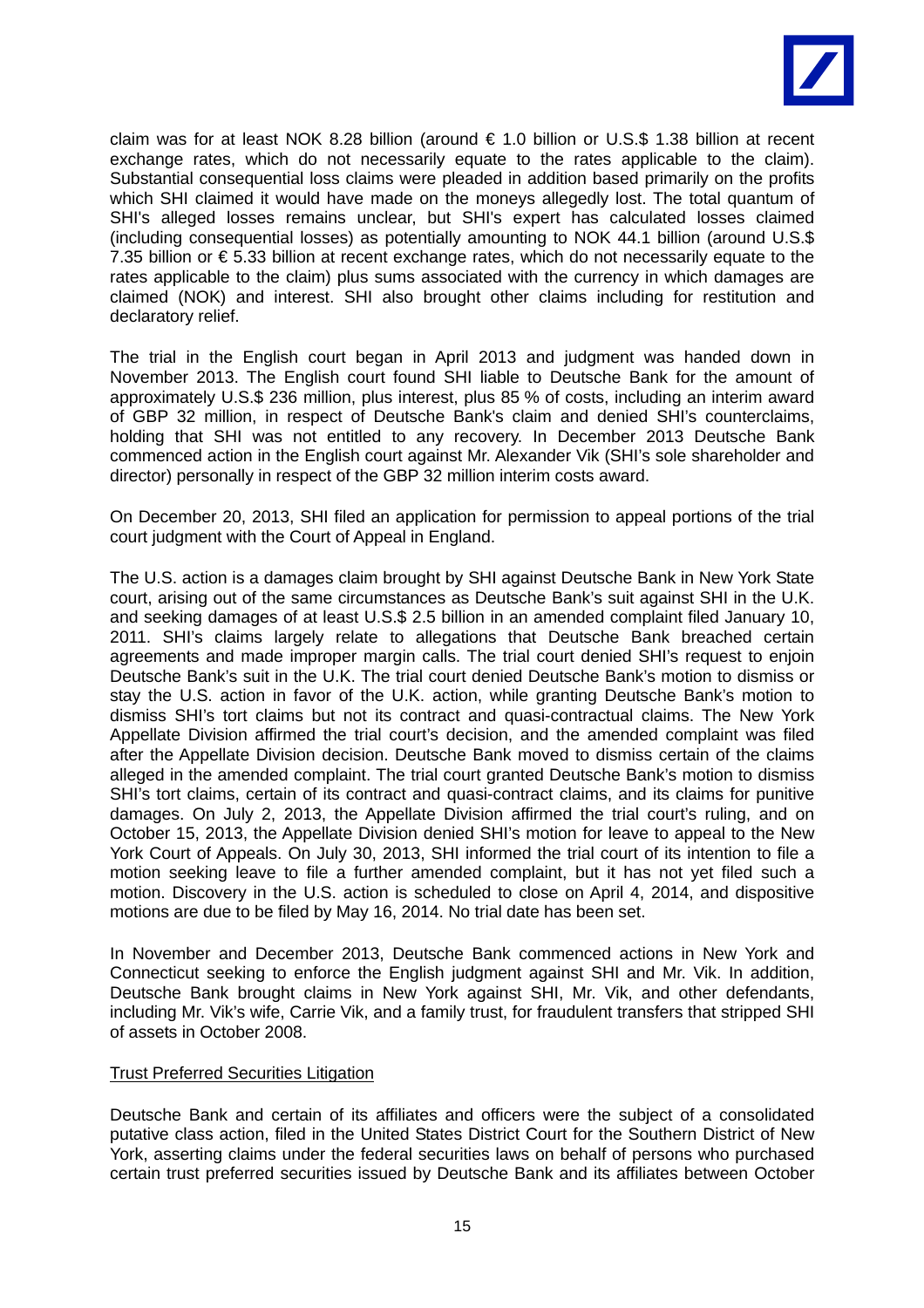claim was for at least NOK 8.28 billion (around € 1.0 billion or U.S.$ 1.38 billion at recent exchange rates, which do not necessarily equate to the rates applicable to the claim). Substantial consequential loss claims were pleaded in addition based primarily on the profits which SHI claimed it would have made on the moneys allegedly lost. The total quantum of SHI's alleged losses remains unclear, but SHI's expert has calculated losses claimed (including consequential losses) as potentially amounting to NOK 44.1 billion (around U.S.$ 7.35 billion or € 5.33 billion at recent exchange rates, which do not necessarily equate to the rates applicable to the claim) plus sums associated with the currency in which damages are claimed (NOK) and interest. SHI also brought other claims including for restitution and declaratory relief.

The trial in the English court began in April 2013 and judgment was handed down in November 2013. The English court found SHI liable to Deutsche Bank for the amount of approximately U.S.$ 236 million, plus interest, plus 85 % of costs, including an interim award of GBP 32 million, in respect of Deutsche Bank's claim and denied SHI's counterclaims, holding that SHI was not entitled to any recovery. In December 2013 Deutsche Bank commenced action in the English court against Mr. Alexander Vik (SHI's sole shareholder and director) personally in respect of the GBP 32 million interim costs award.

On December 20, 2013, SHI filed an application for permission to appeal portions of the trial court judgment with the Court of Appeal in England.

The U.S. action is a damages claim brought by SHI against Deutsche Bank in New York State court, arising out of the same circumstances as Deutsche Bank's suit against SHI in the U.K. and seeking damages of at least U.S.$ 2.5 billion in an amended complaint filed January 10, 2011. SHI's claims largely relate to allegations that Deutsche Bank breached certain agreements and made improper margin calls. The trial court denied SHI's request to enjoin Deutsche Bank's suit in the U.K. The trial court denied Deutsche Bank's motion to dismiss or stay the U.S. action in favor of the U.K. action, while granting Deutsche Bank's motion to dismiss SHI's tort claims but not its contract and quasi-contractual claims. The New York Appellate Division affirmed the trial court's decision, and the amended complaint was filed after the Appellate Division decision. Deutsche Bank moved to dismiss certain of the claims alleged in the amended complaint. The trial court granted Deutsche Bank's motion to dismiss SHI's tort claims, certain of its contract and quasi-contract claims, and its claims for punitive damages. On July 2, 2013, the Appellate Division affirmed the trial court's ruling, and on October 15, 2013, the Appellate Division denied SHI's motion for leave to appeal to the New York Court of Appeals. On July 30, 2013, SHI informed the trial court of its intention to file a motion seeking leave to file a further amended complaint, but it has not yet filed such a motion. Discovery in the U.S. action is scheduled to close on April 4, 2014, and dispositive motions are due to be filed by May 16, 2014. No trial date has been set.

In November and December 2013, Deutsche Bank commenced actions in New York and Connecticut seeking to enforce the English judgment against SHI and Mr. Vik. In addition, Deutsche Bank brought claims in New York against SHI, Mr. Vik, and other defendants, including Mr. Vik's wife, Carrie Vik, and a family trust, for fraudulent transfers that stripped SHI of assets in October 2008.

<u>Trust Preferred Securities Litigation</u>

Deutsche Bank and certain of its affiliates and officers were the subject of a consolidated putative class action, filed in the United States District Court for the Southern District of New York, asserting claims under the federal securities laws on behalf of persons who purchased certain trust preferred securities issued by Deutsche Bank and its affiliates between October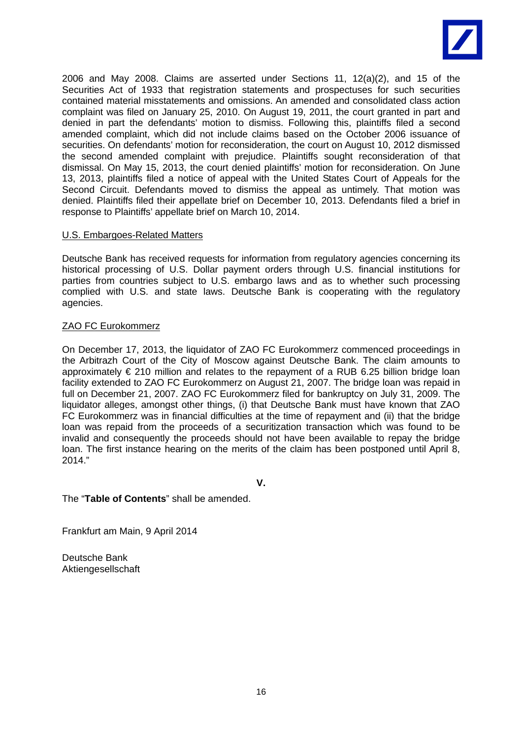2006 and May 2008. Claims are asserted under Sections 11, 12(a)(2), and 15 of the Securities Act of 1933 that registration statements and prospectuses for such securities contained material misstatements and omissions. An amended and consolidated class action complaint was filed on January 25, 2010. On August 19, 2011, the court granted in part and denied in part the defendants' motion to dismiss. Following this, plaintiffs filed a second amended complaint, which did not include claims based on the October 2006 issuance of securities. On defendants' motion for reconsideration, the court on August 10, 2012 dismissed the second amended complaint with prejudice. Plaintiffs sought reconsideration of that dismissal. On May 15, 2013, the court denied plaintiffs' motion for reconsideration. On June 13, 2013, plaintiffs filed a notice of appeal with the United States Court of Appeals for the Second Circuit. Defendants moved to dismiss the appeal as untimely. That motion was denied. Plaintiffs filed their appellate brief on December 10, 2013. Defendants filed a brief in response to Plaintiffs' appellate brief on March 10, 2014.

U.S. Embargoes-Related Matters

Deutsche Bank has received requests for information from regulatory agencies concerning its historical processing of U.S. Dollar payment orders through U.S. financial institutions for parties from countries subject to U.S. embargo laws and as to whether such processing complied with U.S. and state laws. Deutsche Bank is cooperating with the regulatory agencies.

ZAO FC Eurokommerz

On December 17, 2013, the liquidator of ZAO FC Eurokommerz commenced proceedings in the Arbitrazh Court of the City of Moscow against Deutsche Bank. The claim amounts to approximately € 210 million and relates to the repayment of a RUB 6.25 billion bridge loan facility extended to ZAO FC Eurokommerz on August 21, 2007. The bridge loan was repaid in full on December 21, 2007. ZAO FC Eurokommerz filed for bankruptcy on July 31, 2009. The liquidator alleges, amongst other things, (i) that Deutsche Bank must have known that ZAO FC Eurokommerz was in financial difficulties at the time of repayment and (ii) that the bridge loan was repaid from the proceeds of a securitization transaction which was found to be invalid and consequently the proceeds should not have been available to repay the bridge loan. The first instance hearing on the merits of the claim has been postponed until April 8, 2014."

**V.**

The "**Table of Contents**" shall be amended.

Frankfurt am Main, 9 April 2014

Deutsche Bank
Aktiengesellschaft